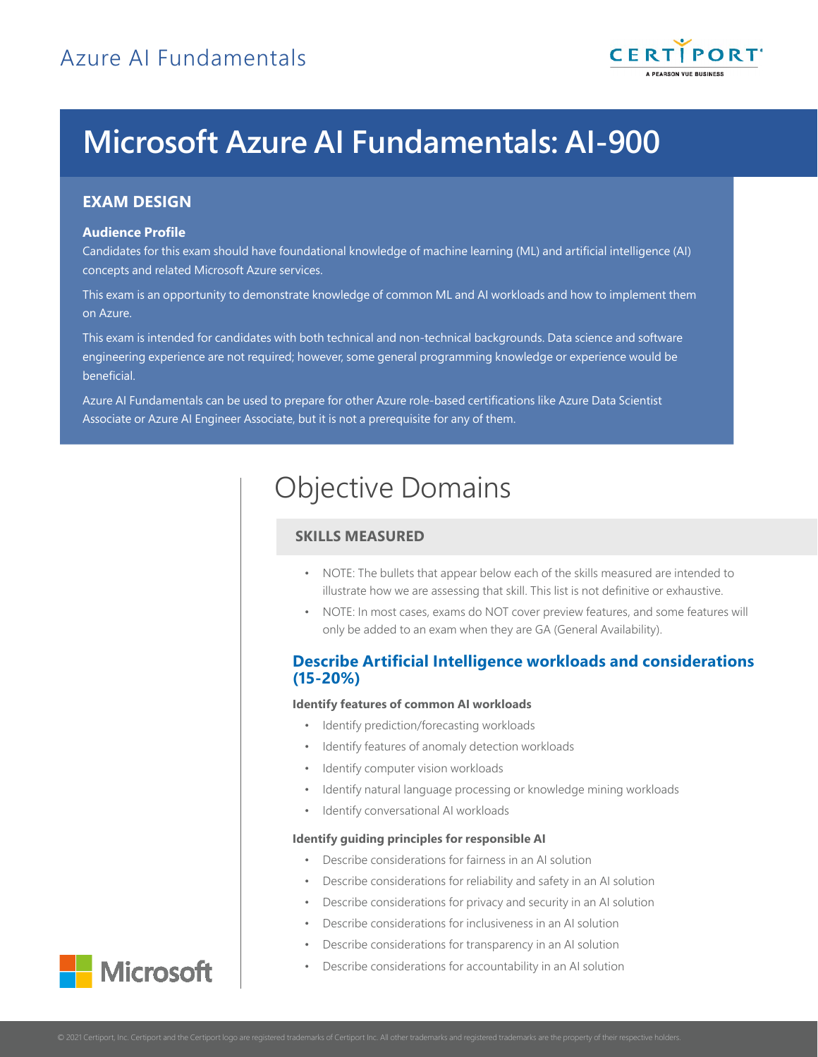Azure AI Fundamentals

# Microsoft Azure AI Fundamentals: AI-900

## EXAM DESIGN

**Audience Profile**

Candidates for this exam should have foundational knowledge of machine learning (ML) and artificial intelligence (AI) concepts and related Microsoft Azure services.

This exam is an opportunity to demonstrate knowledge of common ML and AI workloads and how to implement them on Azure.

This exam is intended for candidates with both technical and non-technical backgrounds. Data science and software engineering experience are not required; however, some general programming knowledge or experience would be beneficial.

Azure AI Fundamentals can be used to prepare for other Azure role-based certifications like Azure Data Scientist Associate or Azure AI Engineer Associate, but it is not a prerequisite for any of them.

# Objective Domains

## SKILLS MEASURED

- NOTE: The bullets that appear below each of the skills measured are intended to illustrate how we are assessing that skill. This list is not definitive or exhaustive.
- NOTE: In most cases, exams do NOT cover preview features, and some features will only be added to an exam when they are GA (General Availability).

### Describe Artificial Intelligence workloads and considerations (15-20%)

**Identify features of common AI workloads**

- Identify prediction/forecasting workloads
- Identify features of anomaly detection workloads
- Identify computer vision workloads
- Identify natural language processing or knowledge mining workloads
- Identify conversational AI workloads

**Identify guiding principles for responsible AI**

- Describe considerations for fairness in an AI solution
- Describe considerations for reliability and safety in an AI solution
- Describe considerations for privacy and security in an AI solution
- Describe considerations for inclusiveness in an AI solution
- Describe considerations for transparency in an AI solution
- Describe considerations for accountability in an AI solution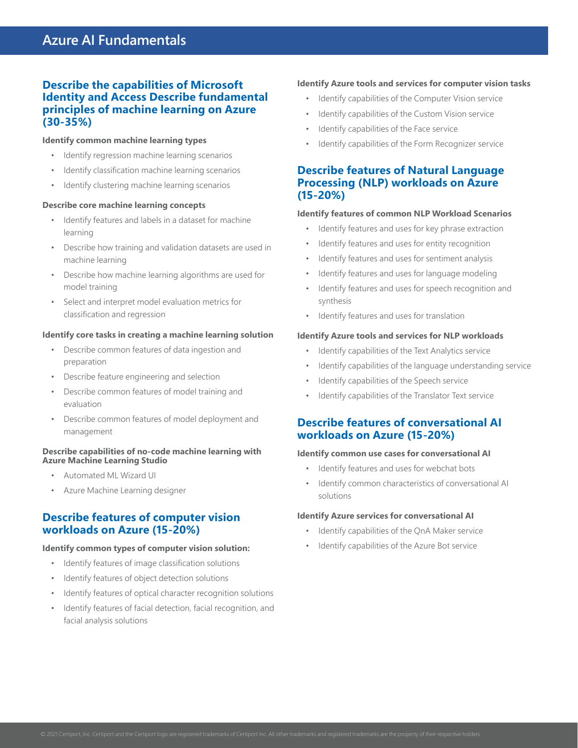# Azure AI Fundamentals

## Describe the capabilities of Microsoft Identity and Access Describe fundamental principles of machine learning on Azure (30-35%)

**Identify common machine learning types**

- Identify regression machine learning scenarios
- Identify classification machine learning scenarios
- Identify clustering machine learning scenarios

**Describe core machine learning concepts**

- Identify features and labels in a dataset for machine learning
- Describe how training and validation datasets are used in machine learning
- Describe how machine learning algorithms are used for model training
- Select and interpret model evaluation metrics for classification and regression

**Identify core tasks in creating a machine learning solution**

- Describe common features of data ingestion and preparation
- Describe feature engineering and selection
- Describe common features of model training and evaluation
- Describe common features of model deployment and management

**Describe capabilities of no-code machine learning with Azure Machine Learning Studio**

- Automated ML Wizard UI
- Azure Machine Learning designer

## Describe features of computer vision workloads on Azure (15-20%)

**Identify common types of computer vision solution:**

- Identify features of image classification solutions
- Identify features of object detection solutions
- Identify features of optical character recognition solutions
- Identify features of facial detection, facial recognition, and facial analysis solutions

**Identify Azure tools and services for computer vision tasks**

- Identify capabilities of the Computer Vision service
- Identify capabilities of the Custom Vision service
- Identify capabilities of the Face service
- Identify capabilities of the Form Recognizer service

## Describe features of Natural Language Processing (NLP) workloads on Azure (15-20%)

**Identify features of common NLP Workload Scenarios**

- Identify features and uses for key phrase extraction
- Identify features and uses for entity recognition
- Identify features and uses for sentiment analysis
- Identify features and uses for language modeling
- Identify features and uses for speech recognition and synthesis
- Identify features and uses for translation

**Identify Azure tools and services for NLP workloads**

- Identify capabilities of the Text Analytics service
- Identify capabilities of the language understanding service
- Identify capabilities of the Speech service
- Identify capabilities of the Translator Text service

## Describe features of conversational AI workloads on Azure (15-20%)

**Identify common use cases for conversational AI**

- Identify features and uses for webchat bots
- Identify common characteristics of conversational AI solutions

**Identify Azure services for conversational AI**

- Identify capabilities of the QnA Maker service
- Identify capabilities of the Azure Bot service

© 2021 Certiport, Inc. Certiport and the Certiport logo are registered trademarks of Certiport Inc. All other trademarks and registered trademarks are the property of their respective holders.